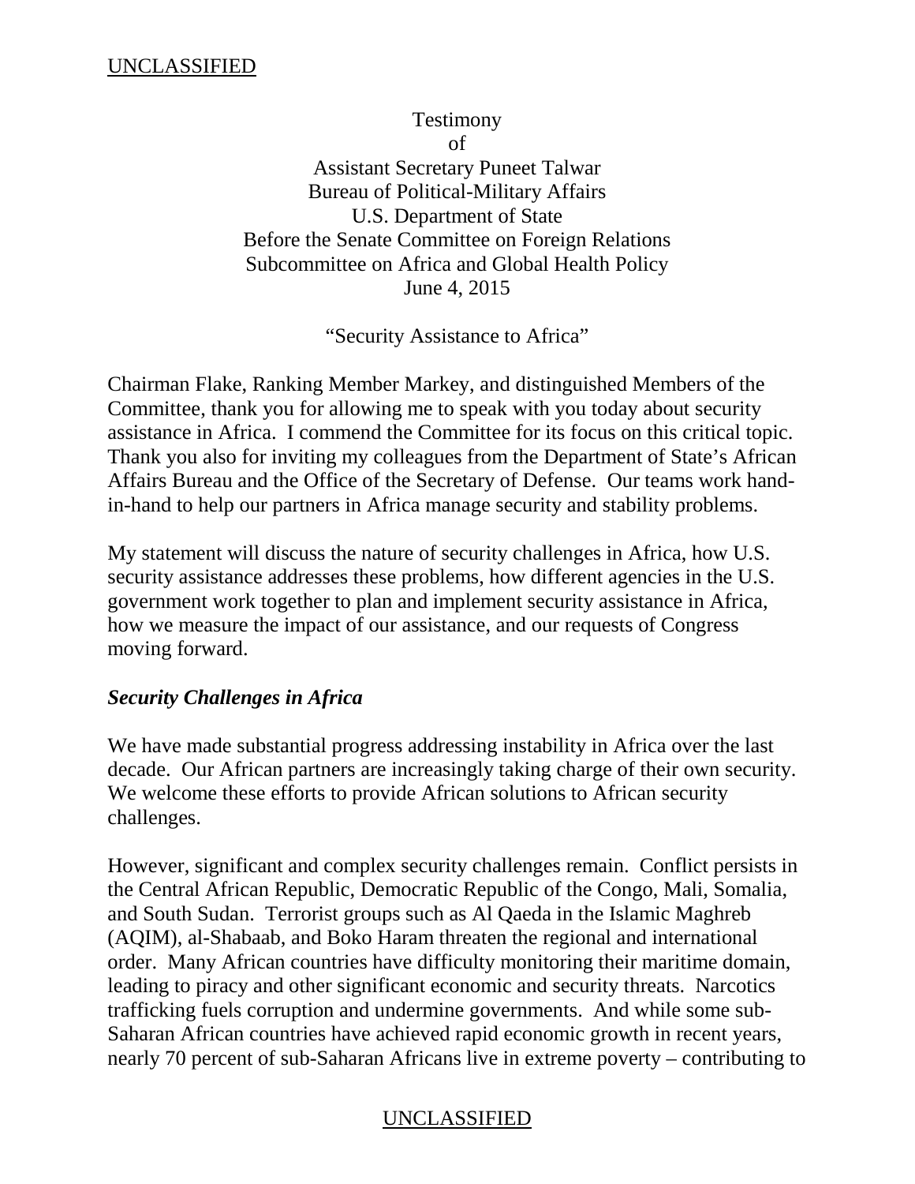Testimony
of
Assistant Secretary Puneet Talwar
Bureau of Political-Military Affairs
U.S. Department of State
Before the Senate Committee on Foreign Relations
Subcommittee on Africa and Global Health Policy
June 4, 2015

"Security Assistance to Africa"

Chairman Flake, Ranking Member Markey, and distinguished Members of the Committee, thank you for allowing me to speak with you today about security assistance in Africa. I commend the Committee for its focus on this critical topic. Thank you also for inviting my colleagues from the Department of State's African Affairs Bureau and the Office of the Secretary of Defense. Our teams work hand-in-hand to help our partners in Africa manage security and stability problems.

My statement will discuss the nature of security challenges in Africa, how U.S. security assistance addresses these problems, how different agencies in the U.S. government work together to plan and implement security assistance in Africa, how we measure the impact of our assistance, and our requests of Congress moving forward.

### *Security Challenges in Africa*

We have made substantial progress addressing instability in Africa over the last decade. Our African partners are increasingly taking charge of their own security. We welcome these efforts to provide African solutions to African security challenges.

However, significant and complex security challenges remain. Conflict persists in the Central African Republic, Democratic Republic of the Congo, Mali, Somalia, and South Sudan. Terrorist groups such as Al Qaeda in the Islamic Maghreb (AQIM), al-Shabaab, and Boko Haram threaten the regional and international order. Many African countries have difficulty monitoring their maritime domain, leading to piracy and other significant economic and security threats. Narcotics trafficking fuels corruption and undermine governments. And while some sub-Saharan African countries have achieved rapid economic growth in recent years, nearly 70 percent of sub-Saharan Africans live in extreme poverty – contributing to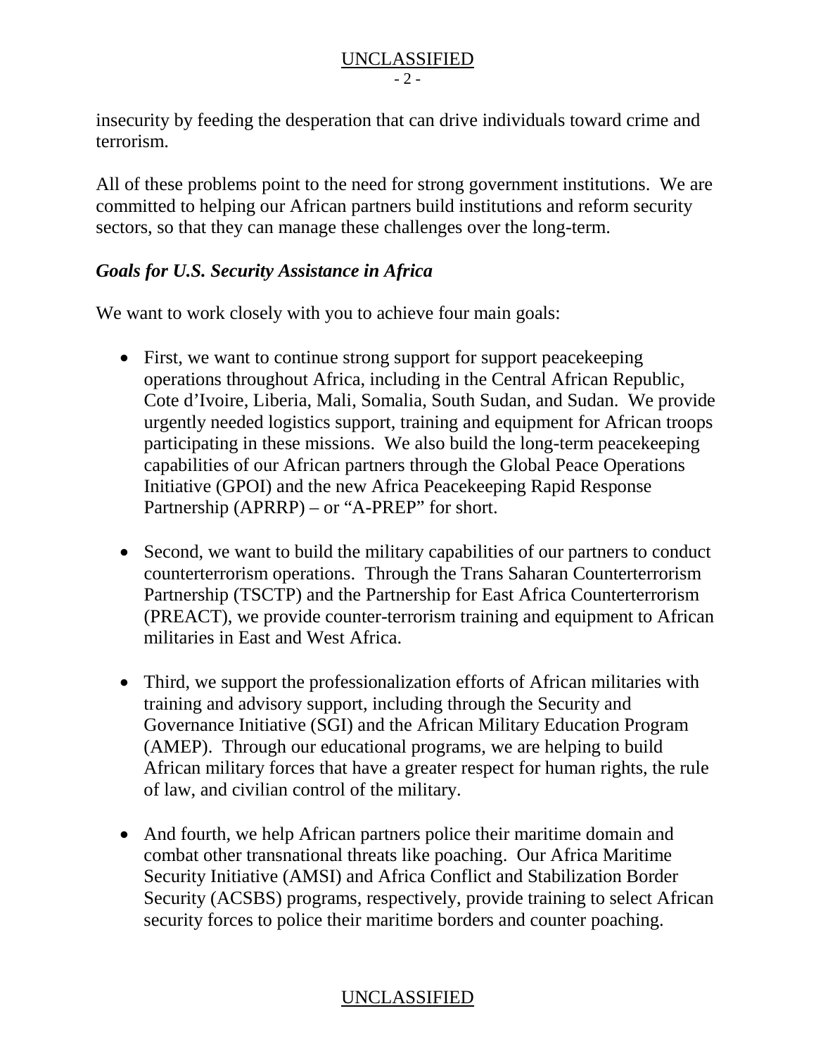insecurity by feeding the desperation that can drive individuals toward crime and terrorism.

All of these problems point to the need for strong government institutions. We are committed to helping our African partners build institutions and reform security sectors, so that they can manage these challenges over the long-term.

### *Goals for U.S. Security Assistance in Africa*

We want to work closely with you to achieve four main goals:

- First, we want to continue strong support for support peacekeeping operations throughout Africa, including in the Central African Republic, Cote d'Ivoire, Liberia, Mali, Somalia, South Sudan, and Sudan. We provide urgently needed logistics support, training and equipment for African troops participating in these missions. We also build the long-term peacekeeping capabilities of our African partners through the Global Peace Operations Initiative (GPOI) and the new Africa Peacekeeping Rapid Response Partnership (APRRP) – or "A-PREP" for short.

- Second, we want to build the military capabilities of our partners to conduct counterterrorism operations. Through the Trans Saharan Counterterrorism Partnership (TSCTP) and the Partnership for East Africa Counterterrorism (PREACT), we provide counter-terrorism training and equipment to African militaries in East and West Africa.

- Third, we support the professionalization efforts of African militaries with training and advisory support, including through the Security and Governance Initiative (SGI) and the African Military Education Program (AMEP). Through our educational programs, we are helping to build African military forces that have a greater respect for human rights, the rule of law, and civilian control of the military.

- And fourth, we help African partners police their maritime domain and combat other transnational threats like poaching. Our Africa Maritime Security Initiative (AMSI) and Africa Conflict and Stabilization Border Security (ACSBS) programs, respectively, provide training to select African security forces to police their maritime borders and counter poaching.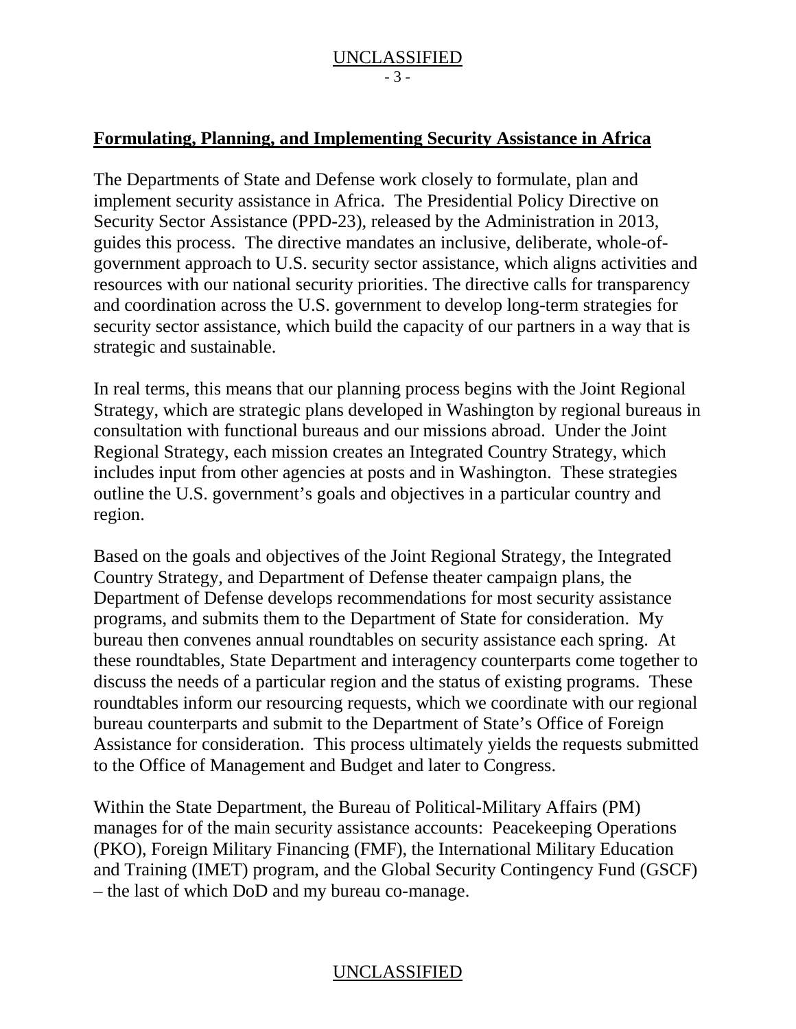## Formulating, Planning, and Implementing Security Assistance in Africa

The Departments of State and Defense work closely to formulate, plan and implement security assistance in Africa. The Presidential Policy Directive on Security Sector Assistance (PPD-23), released by the Administration in 2013, guides this process. The directive mandates an inclusive, deliberate, whole-of-government approach to U.S. security sector assistance, which aligns activities and resources with our national security priorities. The directive calls for transparency and coordination across the U.S. government to develop long-term strategies for security sector assistance, which build the capacity of our partners in a way that is strategic and sustainable.

In real terms, this means that our planning process begins with the Joint Regional Strategy, which are strategic plans developed in Washington by regional bureaus in consultation with functional bureaus and our missions abroad. Under the Joint Regional Strategy, each mission creates an Integrated Country Strategy, which includes input from other agencies at posts and in Washington. These strategies outline the U.S. government's goals and objectives in a particular country and region.

Based on the goals and objectives of the Joint Regional Strategy, the Integrated Country Strategy, and Department of Defense theater campaign plans, the Department of Defense develops recommendations for most security assistance programs, and submits them to the Department of State for consideration. My bureau then convenes annual roundtables on security assistance each spring. At these roundtables, State Department and interagency counterparts come together to discuss the needs of a particular region and the status of existing programs. These roundtables inform our resourcing requests, which we coordinate with our regional bureau counterparts and submit to the Department of State's Office of Foreign Assistance for consideration. This process ultimately yields the requests submitted to the Office of Management and Budget and later to Congress.

Within the State Department, the Bureau of Political-Military Affairs (PM) manages for of the main security assistance accounts: Peacekeeping Operations (PKO), Foreign Military Financing (FMF), the International Military Education and Training (IMET) program, and the Global Security Contingency Fund (GSCF) – the last of which DoD and my bureau co-manage.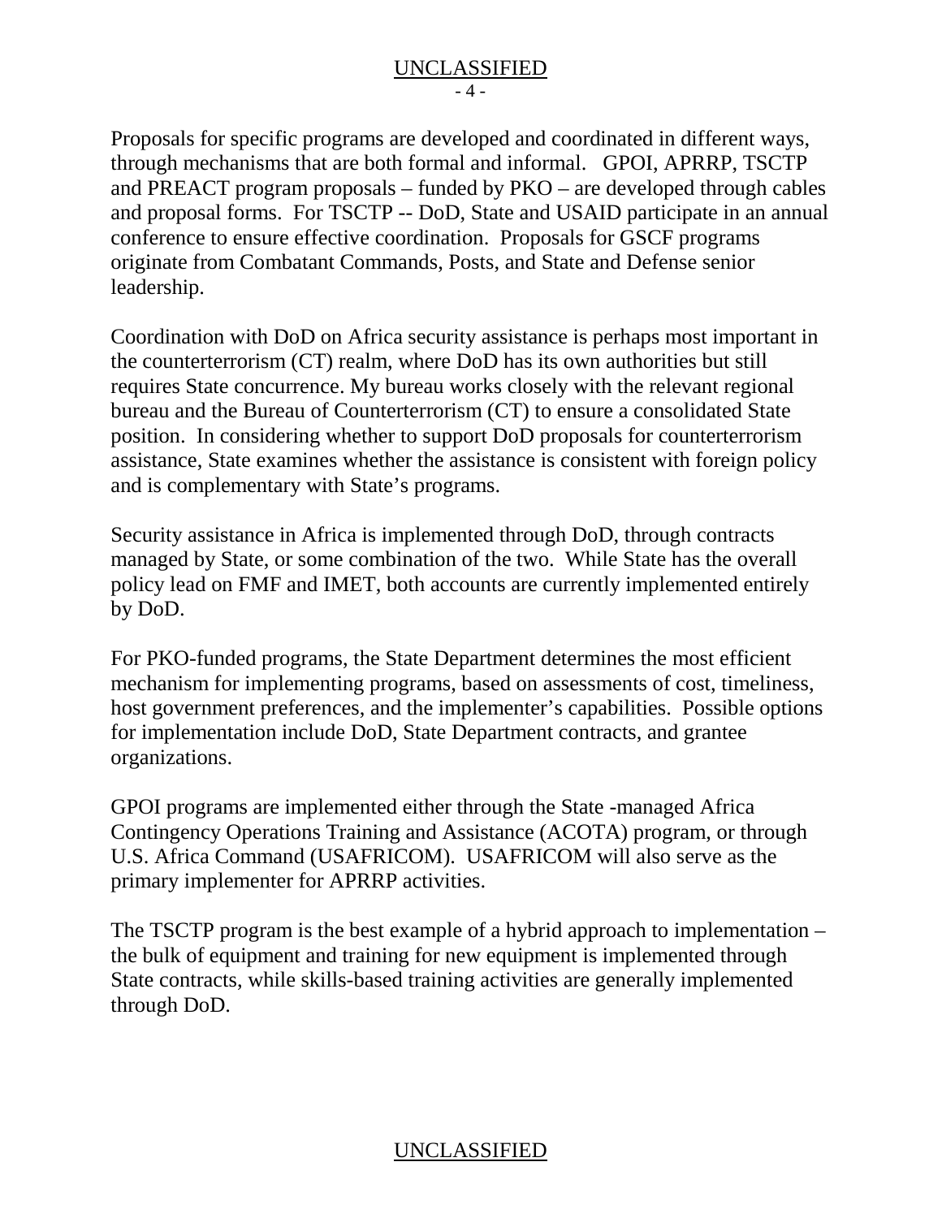Proposals for specific programs are developed and coordinated in different ways, through mechanisms that are both formal and informal. GPOI, APRRP, TSCTP and PREACT program proposals – funded by PKO – are developed through cables and proposal forms. For TSCTP -- DoD, State and USAID participate in an annual conference to ensure effective coordination. Proposals for GSCF programs originate from Combatant Commands, Posts, and State and Defense senior leadership.

Coordination with DoD on Africa security assistance is perhaps most important in the counterterrorism (CT) realm, where DoD has its own authorities but still requires State concurrence. My bureau works closely with the relevant regional bureau and the Bureau of Counterterrorism (CT) to ensure a consolidated State position. In considering whether to support DoD proposals for counterterrorism assistance, State examines whether the assistance is consistent with foreign policy and is complementary with State's programs.

Security assistance in Africa is implemented through DoD, through contracts managed by State, or some combination of the two. While State has the overall policy lead on FMF and IMET, both accounts are currently implemented entirely by DoD.

For PKO-funded programs, the State Department determines the most efficient mechanism for implementing programs, based on assessments of cost, timeliness, host government preferences, and the implementer's capabilities. Possible options for implementation include DoD, State Department contracts, and grantee organizations.

GPOI programs are implemented either through the State -managed Africa Contingency Operations Training and Assistance (ACOTA) program, or through U.S. Africa Command (USAFRICOM). USAFRICOM will also serve as the primary implementer for APRRP activities.

The TSCTP program is the best example of a hybrid approach to implementation – the bulk of equipment and training for new equipment is implemented through State contracts, while skills-based training activities are generally implemented through DoD.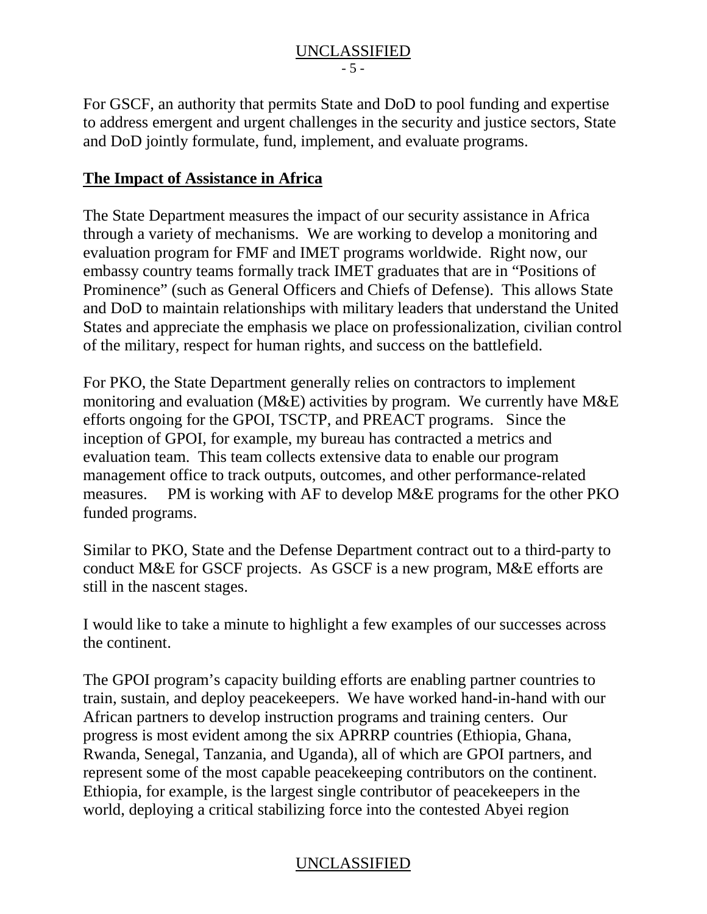For GSCF, an authority that permits State and DoD to pool funding and expertise to address emergent and urgent challenges in the security and justice sectors, State and DoD jointly formulate, fund, implement, and evaluate programs.

## The Impact of Assistance in Africa

The State Department measures the impact of our security assistance in Africa through a variety of mechanisms. We are working to develop a monitoring and evaluation program for FMF and IMET programs worldwide. Right now, our embassy country teams formally track IMET graduates that are in "Positions of Prominence" (such as General Officers and Chiefs of Defense). This allows State and DoD to maintain relationships with military leaders that understand the United States and appreciate the emphasis we place on professionalization, civilian control of the military, respect for human rights, and success on the battlefield.

For PKO, the State Department generally relies on contractors to implement monitoring and evaluation (M&E) activities by program. We currently have M&E efforts ongoing for the GPOI, TSCTP, and PREACT programs. Since the inception of GPOI, for example, my bureau has contracted a metrics and evaluation team. This team collects extensive data to enable our program management office to track outputs, outcomes, and other performance-related measures. PM is working with AF to develop M&E programs for the other PKO funded programs.

Similar to PKO, State and the Defense Department contract out to a third-party to conduct M&E for GSCF projects. As GSCF is a new program, M&E efforts are still in the nascent stages.

I would like to take a minute to highlight a few examples of our successes across the continent.

The GPOI program's capacity building efforts are enabling partner countries to train, sustain, and deploy peacekeepers. We have worked hand-in-hand with our African partners to develop instruction programs and training centers. Our progress is most evident among the six APRRP countries (Ethiopia, Ghana, Rwanda, Senegal, Tanzania, and Uganda), all of which are GPOI partners, and represent some of the most capable peacekeeping contributors on the continent. Ethiopia, for example, is the largest single contributor of peacekeepers in the world, deploying a critical stabilizing force into the contested Abyei region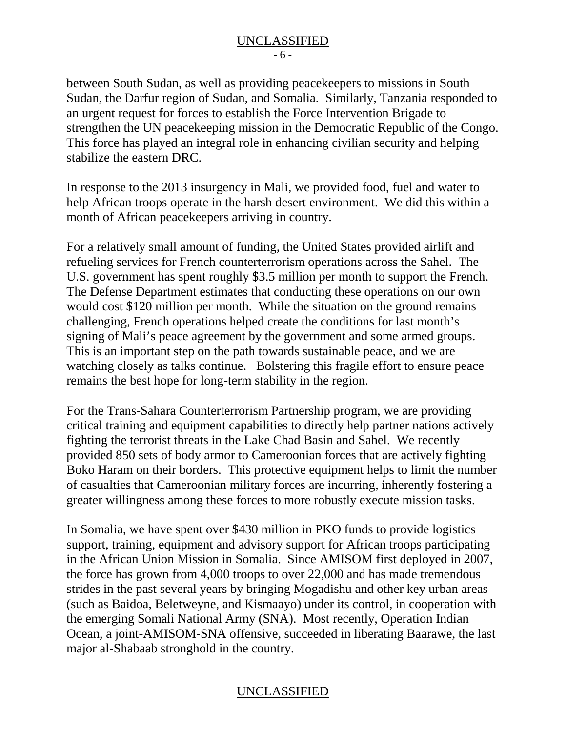between South Sudan, as well as providing peacekeepers to missions in South Sudan, the Darfur region of Sudan, and Somalia. Similarly, Tanzania responded to an urgent request for forces to establish the Force Intervention Brigade to strengthen the UN peacekeeping mission in the Democratic Republic of the Congo. This force has played an integral role in enhancing civilian security and helping stabilize the eastern DRC.

In response to the 2013 insurgency in Mali, we provided food, fuel and water to help African troops operate in the harsh desert environment. We did this within a month of African peacekeepers arriving in country.

For a relatively small amount of funding, the United States provided airlift and refueling services for French counterterrorism operations across the Sahel. The U.S. government has spent roughly $3.5 million per month to support the French. The Defense Department estimates that conducting these operations on our own would cost $120 million per month. While the situation on the ground remains challenging, French operations helped create the conditions for last month's signing of Mali's peace agreement by the government and some armed groups. This is an important step on the path towards sustainable peace, and we are watching closely as talks continue. Bolstering this fragile effort to ensure peace remains the best hope for long-term stability in the region.

For the Trans-Sahara Counterterrorism Partnership program, we are providing critical training and equipment capabilities to directly help partner nations actively fighting the terrorist threats in the Lake Chad Basin and Sahel. We recently provided 850 sets of body armor to Cameroonian forces that are actively fighting Boko Haram on their borders. This protective equipment helps to limit the number of casualties that Cameroonian military forces are incurring, inherently fostering a greater willingness among these forces to more robustly execute mission tasks.

In Somalia, we have spent over $430 million in PKO funds to provide logistics support, training, equipment and advisory support for African troops participating in the African Union Mission in Somalia. Since AMISOM first deployed in 2007, the force has grown from 4,000 troops to over 22,000 and has made tremendous strides in the past several years by bringing Mogadishu and other key urban areas (such as Baidoa, Beletweyne, and Kismaayo) under its control, in cooperation with the emerging Somali National Army (SNA). Most recently, Operation Indian Ocean, a joint-AMISOM-SNA offensive, succeeded in liberating Baarawe, the last major al-Shabaab stronghold in the country.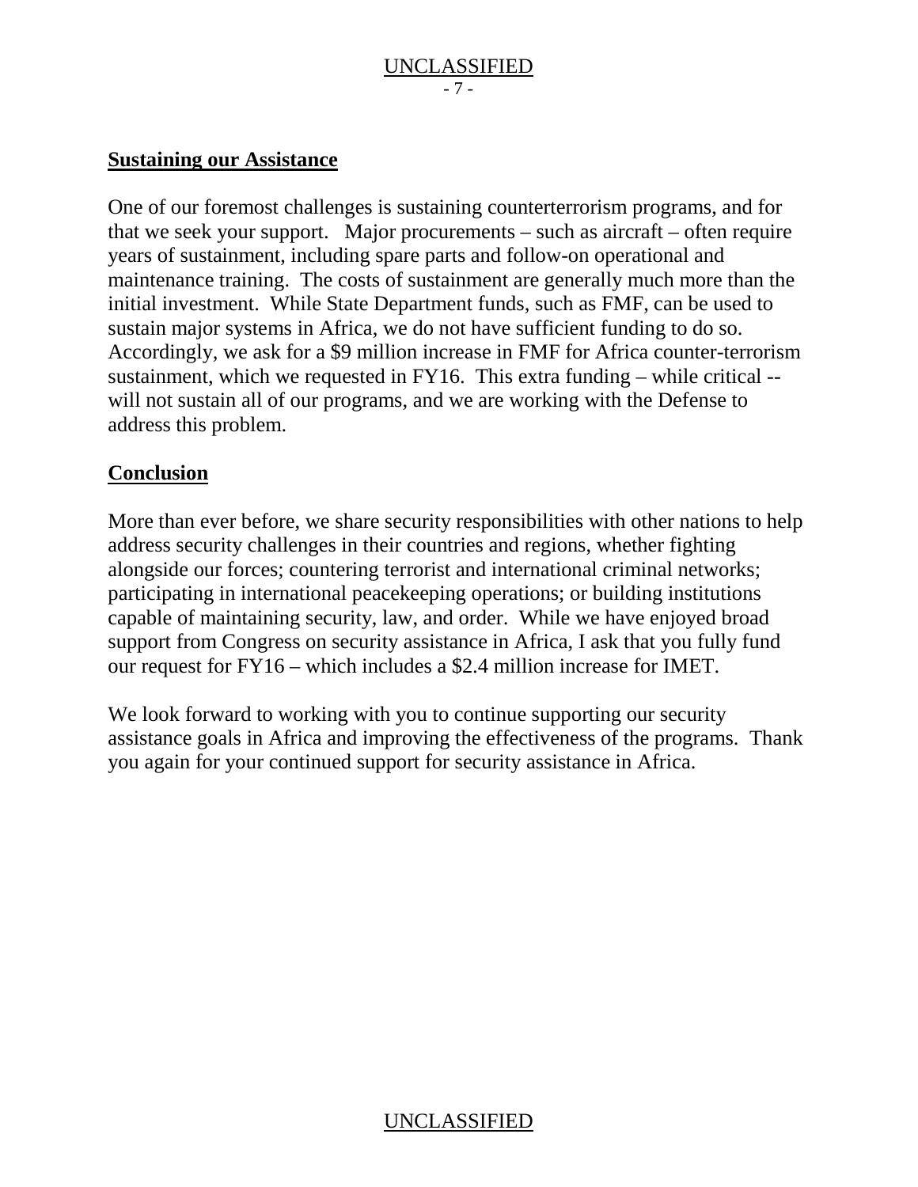**Sustaining our Assistance**

One of our foremost challenges is sustaining counterterrorism programs, and for that we seek your support. Major procurements – such as aircraft – often require years of sustainment, including spare parts and follow-on operational and maintenance training. The costs of sustainment are generally much more than the initial investment. While State Department funds, such as FMF, can be used to sustain major systems in Africa, we do not have sufficient funding to do so. Accordingly, we ask for a $9 million increase in FMF for Africa counter-terrorism sustainment, which we requested in FY16. This extra funding – while critical -- will not sustain all of our programs, and we are working with the Defense to address this problem.

**Conclusion**

More than ever before, we share security responsibilities with other nations to help address security challenges in their countries and regions, whether fighting alongside our forces; countering terrorist and international criminal networks; participating in international peacekeeping operations; or building institutions capable of maintaining security, law, and order. While we have enjoyed broad support from Congress on security assistance in Africa, I ask that you fully fund our request for FY16 – which includes a $2.4 million increase for IMET.

We look forward to working with you to continue supporting our security assistance goals in Africa and improving the effectiveness of the programs. Thank you again for your continued support for security assistance in Africa.